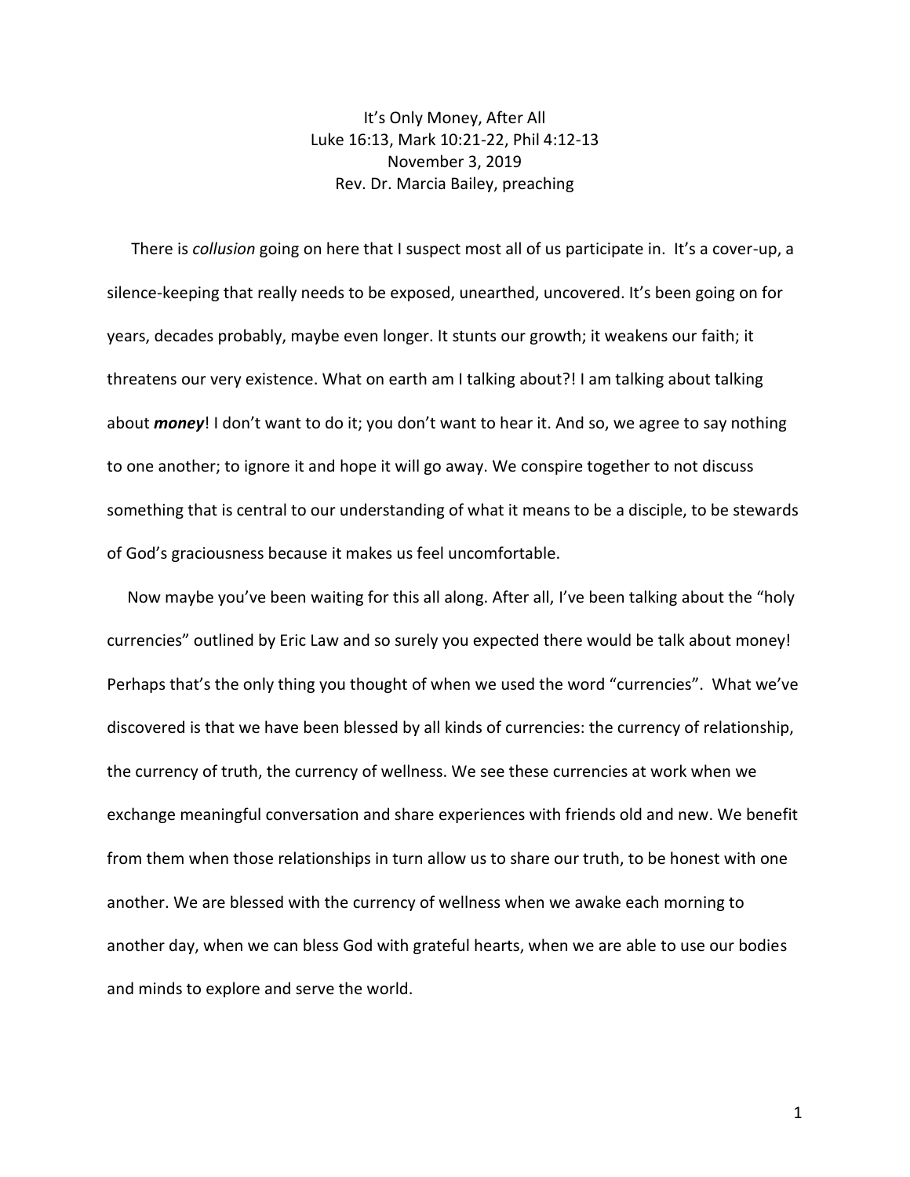It's Only Money, After All
Luke 16:13, Mark 10:21-22, Phil 4:12-13
November 3, 2019
Rev. Dr. Marcia Bailey, preaching

There is *collusion* going on here that I suspect most all of us participate in. It's a cover-up, a silence-keeping that really needs to be exposed, unearthed, uncovered. It's been going on for years, decades probably, maybe even longer. It stunts our growth; it weakens our faith; it threatens our very existence. What on earth am I talking about?! I am talking about talking about ***money***! I don't want to do it; you don't want to hear it. And so, we agree to say nothing to one another; to ignore it and hope it will go away. We conspire together to not discuss something that is central to our understanding of what it means to be a disciple, to be stewards of God's graciousness because it makes us feel uncomfortable.

Now maybe you've been waiting for this all along. After all, I've been talking about the "holy currencies" outlined by Eric Law and so surely you expected there would be talk about money! Perhaps that's the only thing you thought of when we used the word "currencies". What we've discovered is that we have been blessed by all kinds of currencies: the currency of relationship, the currency of truth, the currency of wellness. We see these currencies at work when we exchange meaningful conversation and share experiences with friends old and new. We benefit from them when those relationships in turn allow us to share our truth, to be honest with one another. We are blessed with the currency of wellness when we awake each morning to another day, when we can bless God with grateful hearts, when we are able to use our bodies and minds to explore and serve the world.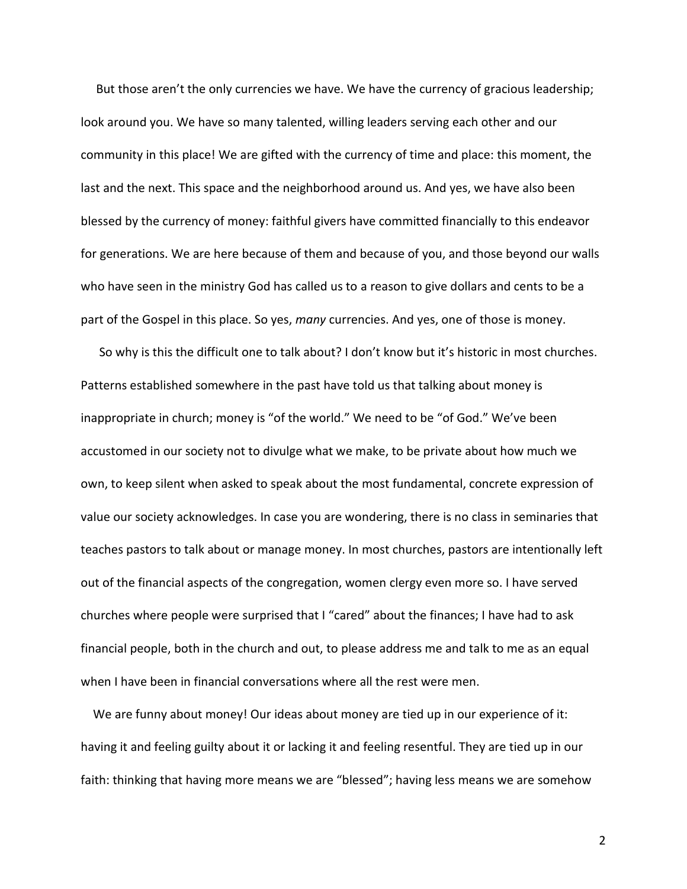But those aren't the only currencies we have. We have the currency of gracious leadership; look around you. We have so many talented, willing leaders serving each other and our community in this place! We are gifted with the currency of time and place: this moment, the last and the next. This space and the neighborhood around us. And yes, we have also been blessed by the currency of money: faithful givers have committed financially to this endeavor for generations. We are here because of them and because of you, and those beyond our walls who have seen in the ministry God has called us to a reason to give dollars and cents to be a part of the Gospel in this place. So yes, *many* currencies. And yes, one of those is money.

So why is this the difficult one to talk about? I don't know but it's historic in most churches. Patterns established somewhere in the past have told us that talking about money is inappropriate in church; money is "of the world." We need to be "of God." We've been accustomed in our society not to divulge what we make, to be private about how much we own, to keep silent when asked to speak about the most fundamental, concrete expression of value our society acknowledges. In case you are wondering, there is no class in seminaries that teaches pastors to talk about or manage money. In most churches, pastors are intentionally left out of the financial aspects of the congregation, women clergy even more so. I have served churches where people were surprised that I "cared" about the finances; I have had to ask financial people, both in the church and out, to please address me and talk to me as an equal when I have been in financial conversations where all the rest were men.

We are funny about money! Our ideas about money are tied up in our experience of it: having it and feeling guilty about it or lacking it and feeling resentful. They are tied up in our faith: thinking that having more means we are "blessed"; having less means we are somehow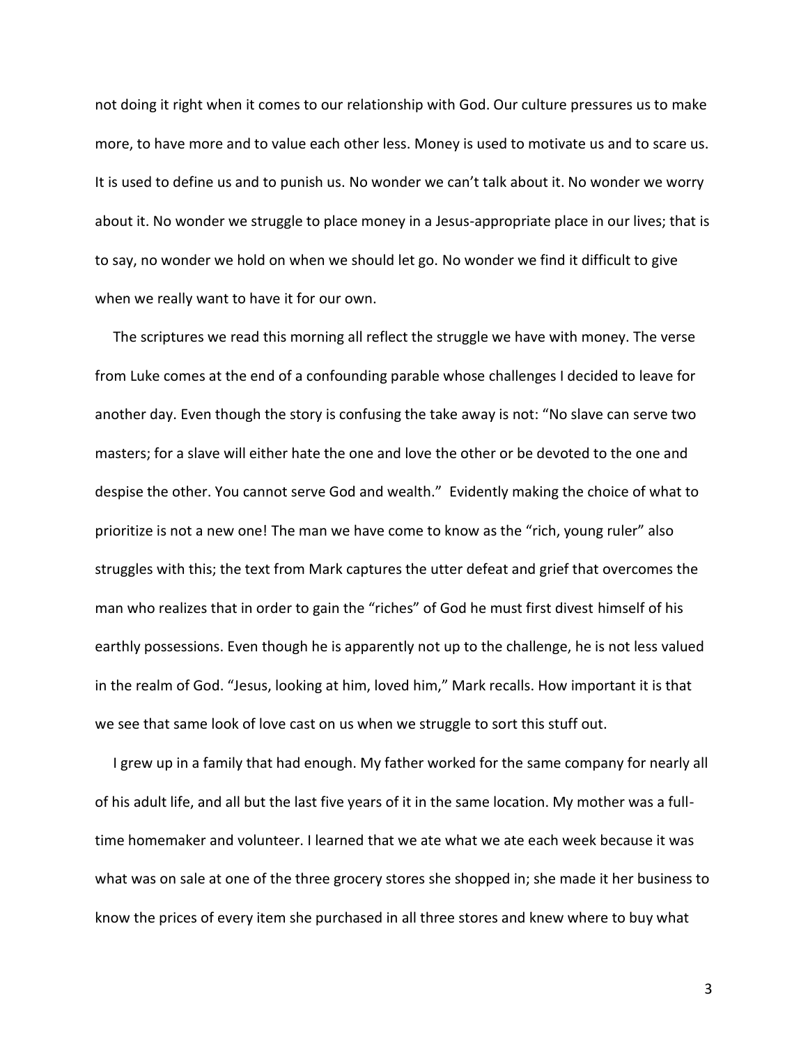not doing it right when it comes to our relationship with God. Our culture pressures us to make more, to have more and to value each other less. Money is used to motivate us and to scare us. It is used to define us and to punish us. No wonder we can't talk about it. No wonder we worry about it. No wonder we struggle to place money in a Jesus-appropriate place in our lives; that is to say, no wonder we hold on when we should let go. No wonder we find it difficult to give when we really want to have it for our own.

The scriptures we read this morning all reflect the struggle we have with money. The verse from Luke comes at the end of a confounding parable whose challenges I decided to leave for another day. Even though the story is confusing the take away is not: "No slave can serve two masters; for a slave will either hate the one and love the other or be devoted to the one and despise the other. You cannot serve God and wealth." Evidently making the choice of what to prioritize is not a new one! The man we have come to know as the "rich, young ruler" also struggles with this; the text from Mark captures the utter defeat and grief that overcomes the man who realizes that in order to gain the "riches" of God he must first divest himself of his earthly possessions. Even though he is apparently not up to the challenge, he is not less valued in the realm of God. "Jesus, looking at him, loved him," Mark recalls. How important it is that we see that same look of love cast on us when we struggle to sort this stuff out.

I grew up in a family that had enough. My father worked for the same company for nearly all of his adult life, and all but the last five years of it in the same location. My mother was a full-time homemaker and volunteer. I learned that we ate what we ate each week because it was what was on sale at one of the three grocery stores she shopped in; she made it her business to know the prices of every item she purchased in all three stores and knew where to buy what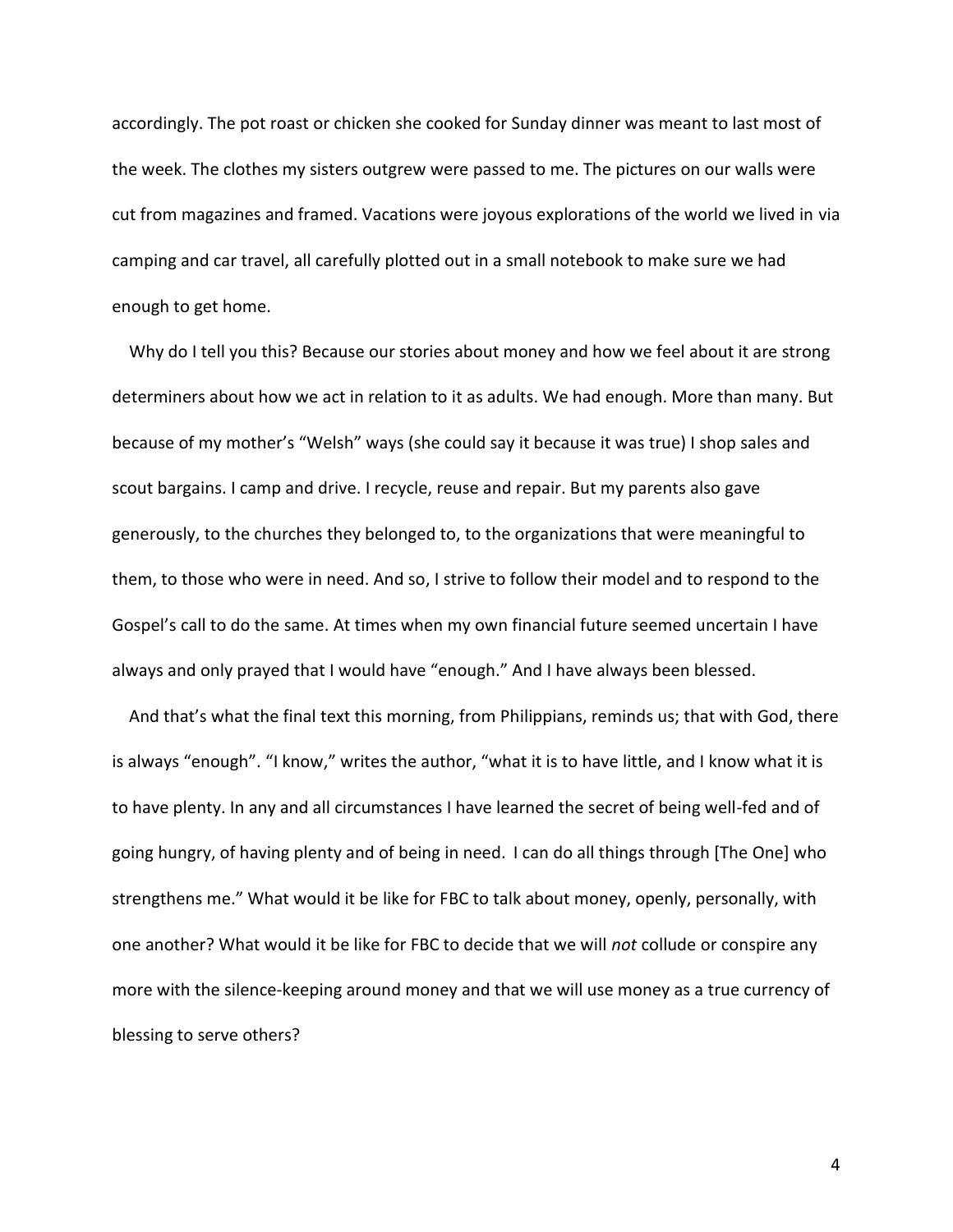accordingly. The pot roast or chicken she cooked for Sunday dinner was meant to last most of the week. The clothes my sisters outgrew were passed to me. The pictures on our walls were cut from magazines and framed. Vacations were joyous explorations of the world we lived in via camping and car travel, all carefully plotted out in a small notebook to make sure we had enough to get home.

Why do I tell you this? Because our stories about money and how we feel about it are strong determiners about how we act in relation to it as adults. We had enough. More than many. But because of my mother's "Welsh" ways (she could say it because it was true) I shop sales and scout bargains. I camp and drive. I recycle, reuse and repair. But my parents also gave generously, to the churches they belonged to, to the organizations that were meaningful to them, to those who were in need. And so, I strive to follow their model and to respond to the Gospel's call to do the same. At times when my own financial future seemed uncertain I have always and only prayed that I would have "enough." And I have always been blessed.

And that's what the final text this morning, from Philippians, reminds us; that with God, there is always "enough". "I know," writes the author, "what it is to have little, and I know what it is to have plenty. In any and all circumstances I have learned the secret of being well-fed and of going hungry, of having plenty and of being in need. I can do all things through [The One] who strengthens me." What would it be like for FBC to talk about money, openly, personally, with one another? What would it be like for FBC to decide that we will *not* collude or conspire any more with the silence-keeping around money and that we will use money as a true currency of blessing to serve others?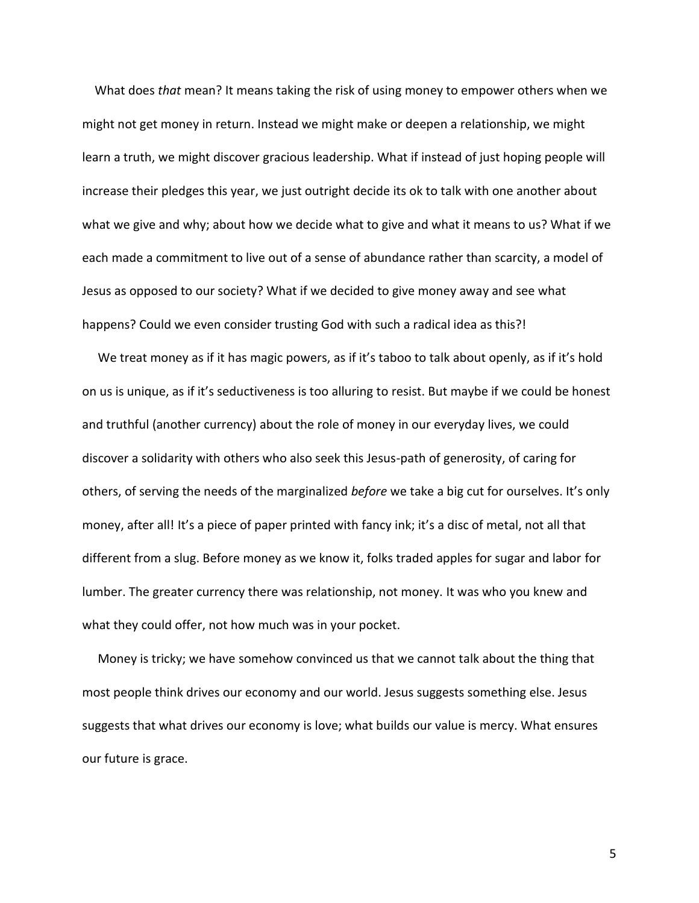What does *that* mean? It means taking the risk of using money to empower others when we might not get money in return. Instead we might make or deepen a relationship, we might learn a truth, we might discover gracious leadership. What if instead of just hoping people will increase their pledges this year, we just outright decide its ok to talk with one another about what we give and why; about how we decide what to give and what it means to us? What if we each made a commitment to live out of a sense of abundance rather than scarcity, a model of Jesus as opposed to our society? What if we decided to give money away and see what happens? Could we even consider trusting God with such a radical idea as this?!

We treat money as if it has magic powers, as if it's taboo to talk about openly, as if it's hold on us is unique, as if it's seductiveness is too alluring to resist. But maybe if we could be honest and truthful (another currency) about the role of money in our everyday lives, we could discover a solidarity with others who also seek this Jesus-path of generosity, of caring for others, of serving the needs of the marginalized *before* we take a big cut for ourselves. It's only money, after all! It's a piece of paper printed with fancy ink; it's a disc of metal, not all that different from a slug. Before money as we know it, folks traded apples for sugar and labor for lumber. The greater currency there was relationship, not money. It was who you knew and what they could offer, not how much was in your pocket.

Money is tricky; we have somehow convinced us that we cannot talk about the thing that most people think drives our economy and our world. Jesus suggests something else. Jesus suggests that what drives our economy is love; what builds our value is mercy. What ensures our future is grace.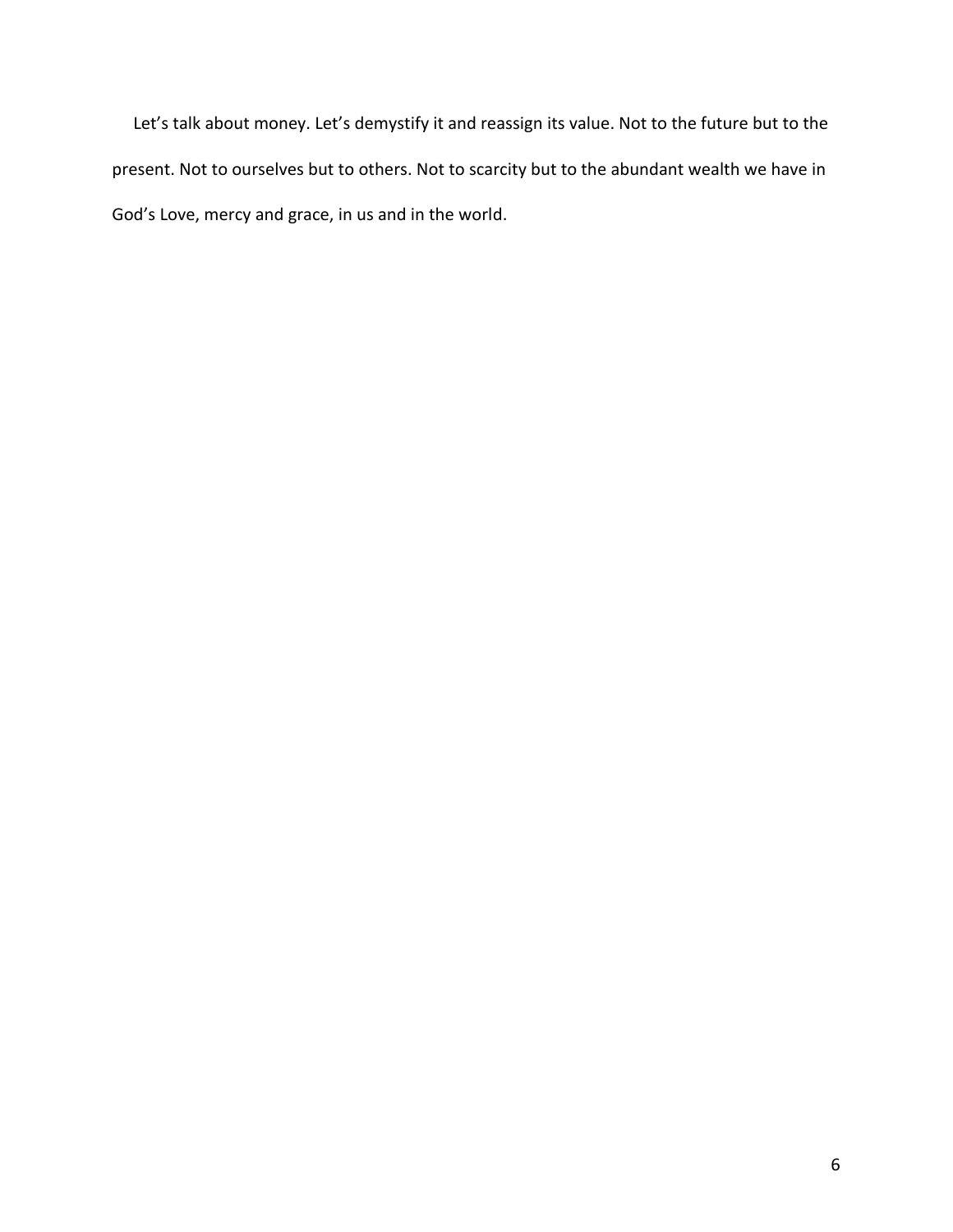Let's talk about money. Let's demystify it and reassign its value. Not to the future but to the present. Not to ourselves but to others. Not to scarcity but to the abundant wealth we have in God's Love, mercy and grace, in us and in the world.